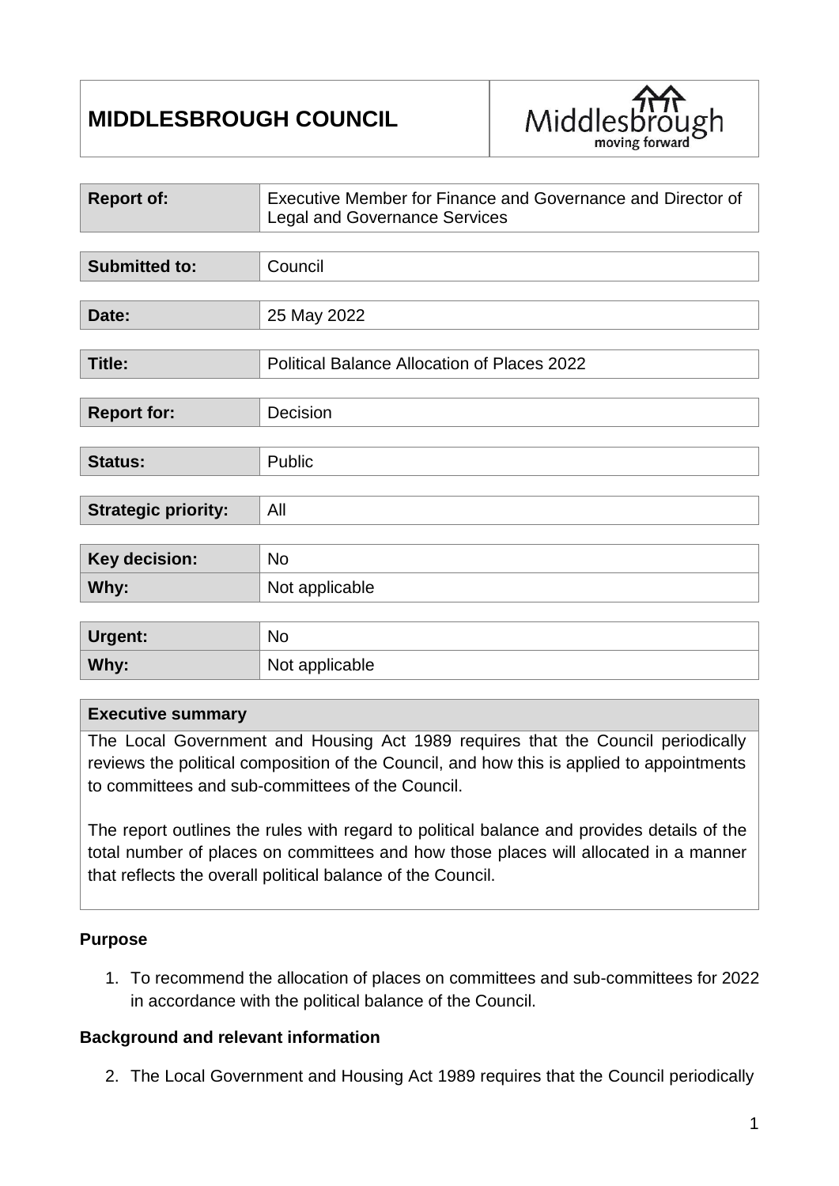| **MIDDLESBROUGH COUNCIL** | Middlesbrough moving forward |
|---|---|

| | |
|---|---|
| **Report of:** | Executive Member for Finance and Governance and Director of Legal and Governance Services |

| | |
|---|---|
| **Submitted to:** | Council |

| | |
|---|---|
| **Date:** | 25 May 2022 |

| | |
|---|---|
| **Title:** | Political Balance Allocation of Places 2022 |

| | |
|---|---|
| **Report for:** | Decision |

| | |
|---|---|
| **Status:** | Public |

| | |
|---|---|
| **Strategic priority:** | All |

| | |
|---|---|
| **Key decision:** | No |
| **Why:** | Not applicable |

| | |
|---|---|
| **Urgent:** | No |
| **Why:** | Not applicable |

**Executive summary**

The Local Government and Housing Act 1989 requires that the Council periodically reviews the political composition of the Council, and how this is applied to appointments to committees and sub-committees of the Council.

The report outlines the rules with regard to political balance and provides details of the total number of places on committees and how those places will allocated in a manner that reflects the overall political balance of the Council.

**Purpose**

1. To recommend the allocation of places on committees and sub-committees for 2022 in accordance with the political balance of the Council.

**Background and relevant information**

2. The Local Government and Housing Act 1989 requires that the Council periodically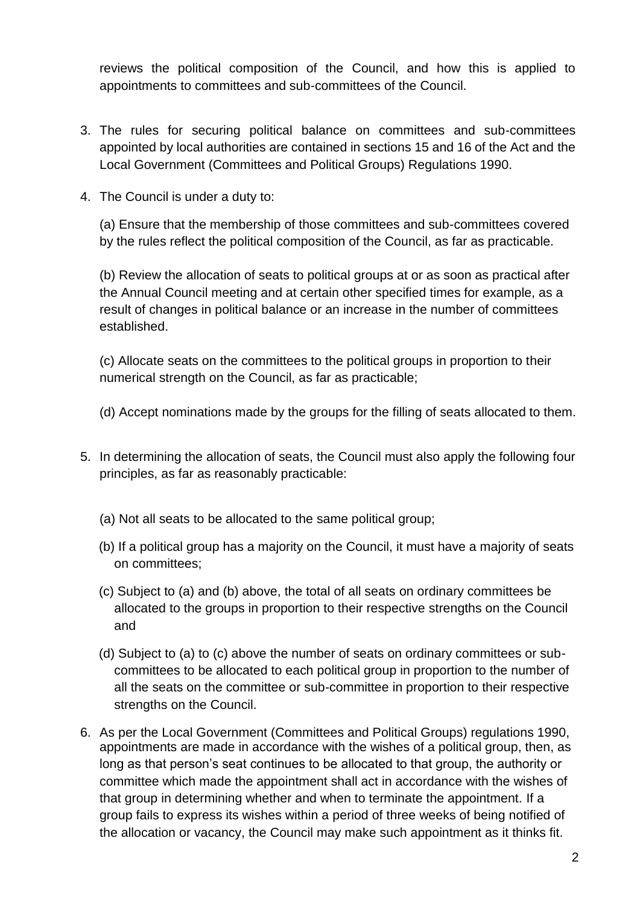reviews the political composition of the Council, and how this is applied to appointments to committees and sub-committees of the Council.

3. The rules for securing political balance on committees and sub-committees appointed by local authorities are contained in sections 15 and 16 of the Act and the Local Government (Committees and Political Groups) Regulations 1990.

4. The Council is under a duty to:

   (a) Ensure that the membership of those committees and sub-committees covered by the rules reflect the political composition of the Council, as far as practicable.

   (b) Review the allocation of seats to political groups at or as soon as practical after the Annual Council meeting and at certain other specified times for example, as a result of changes in political balance or an increase in the number of committees established.

   (c) Allocate seats on the committees to the political groups in proportion to their numerical strength on the Council, as far as practicable;

   (d) Accept nominations made by the groups for the filling of seats allocated to them.

5. In determining the allocation of seats, the Council must also apply the following four principles, as far as reasonably practicable:

   (a) Not all seats to be allocated to the same political group;

   (b) If a political group has a majority on the Council, it must have a majority of seats on committees;

   (c) Subject to (a) and (b) above, the total of all seats on ordinary committees be allocated to the groups in proportion to their respective strengths on the Council and

   (d) Subject to (a) to (c) above the number of seats on ordinary committees or sub-committees to be allocated to each political group in proportion to the number of all the seats on the committee or sub-committee in proportion to their respective strengths on the Council.

6. As per the Local Government (Committees and Political Groups) regulations 1990, appointments are made in accordance with the wishes of a political group, then, as long as that person's seat continues to be allocated to that group, the authority or committee which made the appointment shall act in accordance with the wishes of that group in determining whether and when to terminate the appointment. If a group fails to express its wishes within a period of three weeks of being notified of the allocation or vacancy, the Council may make such appointment as it thinks fit.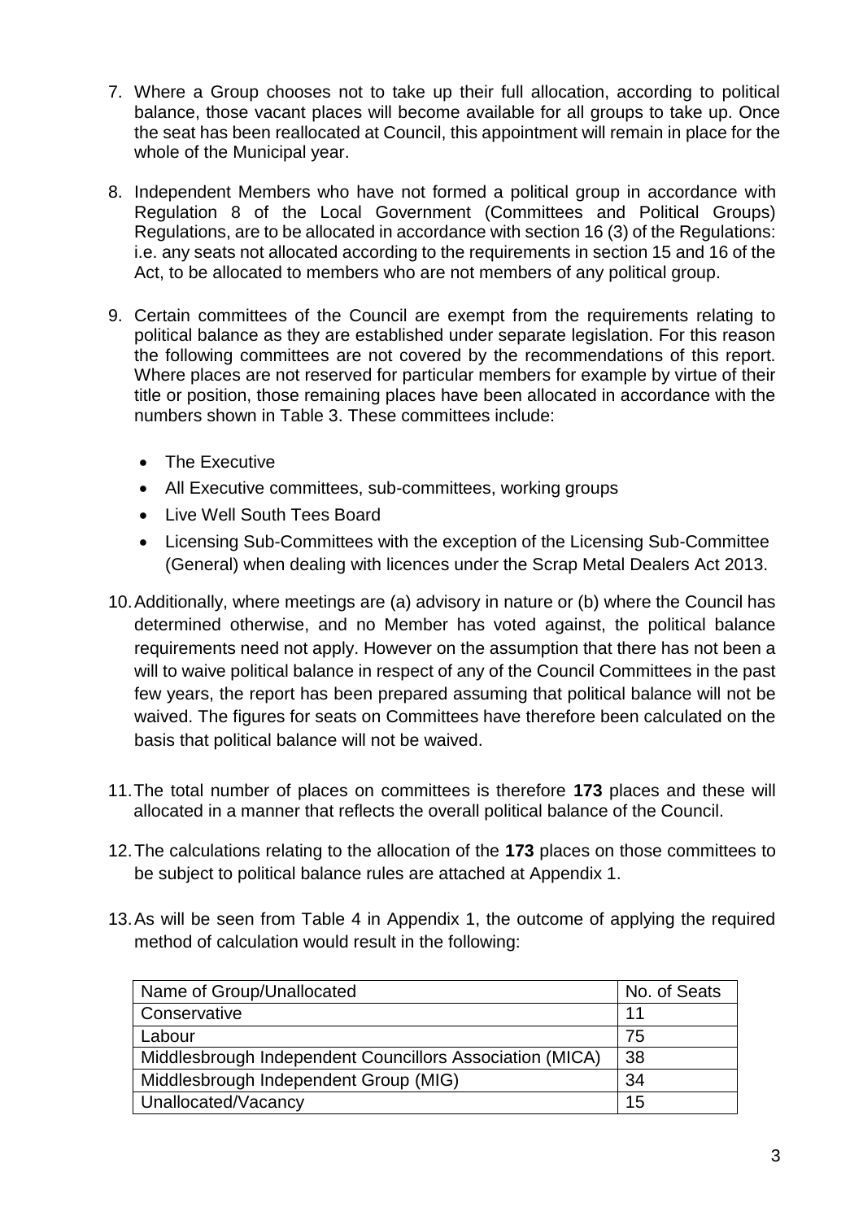7. Where a Group chooses not to take up their full allocation, according to political balance, those vacant places will become available for all groups to take up. Once the seat has been reallocated at Council, this appointment will remain in place for the whole of the Municipal year.

8. Independent Members who have not formed a political group in accordance with Regulation 8 of the Local Government (Committees and Political Groups) Regulations, are to be allocated in accordance with section 16 (3) of the Regulations: i.e. any seats not allocated according to the requirements in section 15 and 16 of the Act, to be allocated to members who are not members of any political group.

9. Certain committees of the Council are exempt from the requirements relating to political balance as they are established under separate legislation. For this reason the following committees are not covered by the recommendations of this report. Where places are not reserved for particular members for example by virtue of their title or position, those remaining places have been allocated in accordance with the numbers shown in Table 3. These committees include:

   - The Executive
   - All Executive committees, sub-committees, working groups
   - Live Well South Tees Board
   - Licensing Sub-Committees with the exception of the Licensing Sub-Committee (General) when dealing with licences under the Scrap Metal Dealers Act 2013.

10. Additionally, where meetings are (a) advisory in nature or (b) where the Council has determined otherwise, and no Member has voted against, the political balance requirements need not apply. However on the assumption that there has not been a will to waive political balance in respect of any of the Council Committees in the past few years, the report has been prepared assuming that political balance will not be waived. The figures for seats on Committees have therefore been calculated on the basis that political balance will not be waived.

11. The total number of places on committees is therefore **173** places and these will allocated in a manner that reflects the overall political balance of the Council.

12. The calculations relating to the allocation of the **173** places on those committees to be subject to political balance rules are attached at Appendix 1.

13. As will be seen from Table 4 in Appendix 1, the outcome of applying the required method of calculation would result in the following:

| Name of Group/Unallocated | No. of Seats |
|---|---|
| Conservative | 11 |
| Labour | 75 |
| Middlesbrough Independent Councillors Association (MICA) | 38 |
| Middlesbrough Independent Group (MIG) | 34 |
| Unallocated/Vacancy | 15 |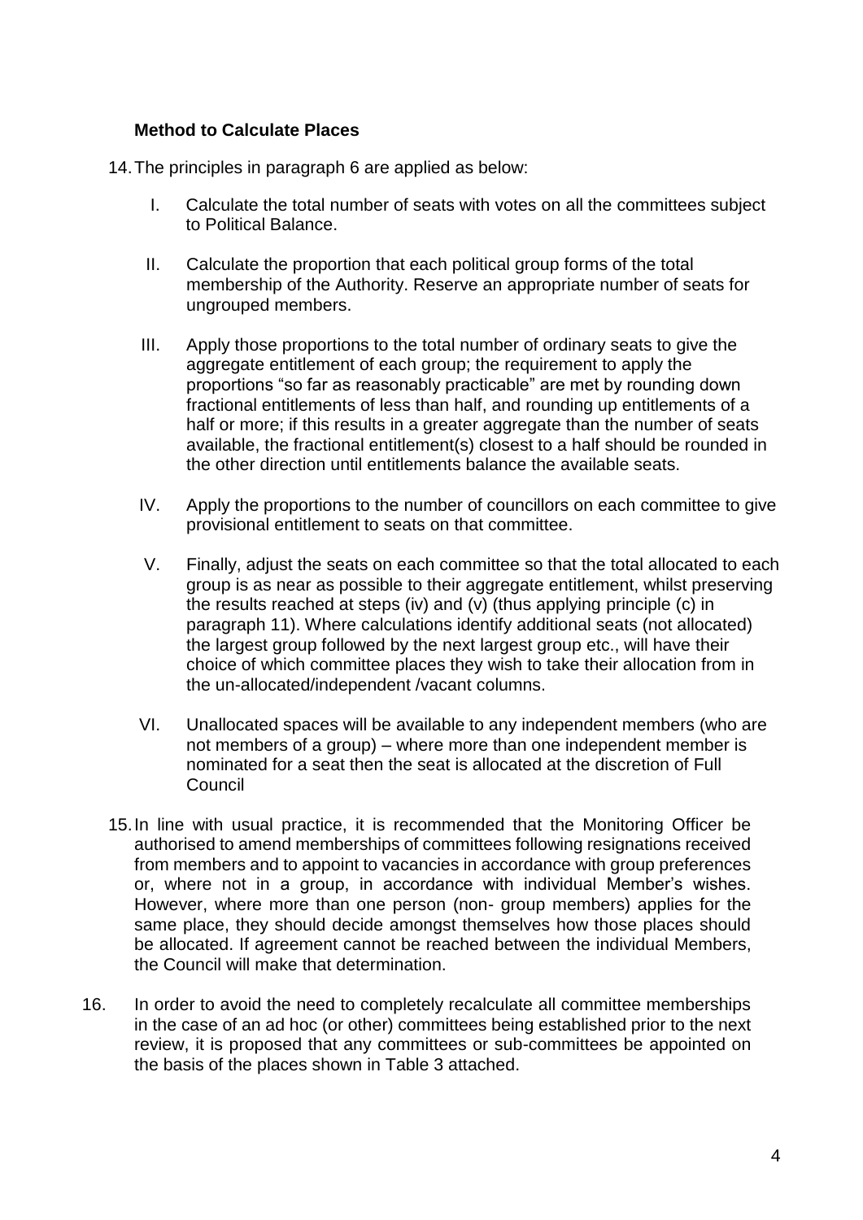### Method to Calculate Places

14. The principles in paragraph 6 are applied as below:

    I. Calculate the total number of seats with votes on all the committees subject to Political Balance.

    II. Calculate the proportion that each political group forms of the total membership of the Authority. Reserve an appropriate number of seats for ungrouped members.

    III. Apply those proportions to the total number of ordinary seats to give the aggregate entitlement of each group; the requirement to apply the proportions "so far as reasonably practicable" are met by rounding down fractional entitlements of less than half, and rounding up entitlements of a half or more; if this results in a greater aggregate than the number of seats available, the fractional entitlement(s) closest to a half should be rounded in the other direction until entitlements balance the available seats.

    IV. Apply the proportions to the number of councillors on each committee to give provisional entitlement to seats on that committee.

    V. Finally, adjust the seats on each committee so that the total allocated to each group is as near as possible to their aggregate entitlement, whilst preserving the results reached at steps (iv) and (v) (thus applying principle (c) in paragraph 11). Where calculations identify additional seats (not allocated) the largest group followed by the next largest group etc., will have their choice of which committee places they wish to take their allocation from in the un-allocated/independent /vacant columns.

    VI. Unallocated spaces will be available to any independent members (who are not members of a group) – where more than one independent member is nominated for a seat then the seat is allocated at the discretion of Full Council

15. In line with usual practice, it is recommended that the Monitoring Officer be authorised to amend memberships of committees following resignations received from members and to appoint to vacancies in accordance with group preferences or, where not in a group, in accordance with individual Member's wishes. However, where more than one person (non- group members) applies for the same place, they should decide amongst themselves how those places should be allocated. If agreement cannot be reached between the individual Members, the Council will make that determination.

16. In order to avoid the need to completely recalculate all committee memberships in the case of an ad hoc (or other) committees being established prior to the next review, it is proposed that any committees or sub-committees be appointed on the basis of the places shown in Table 3 attached.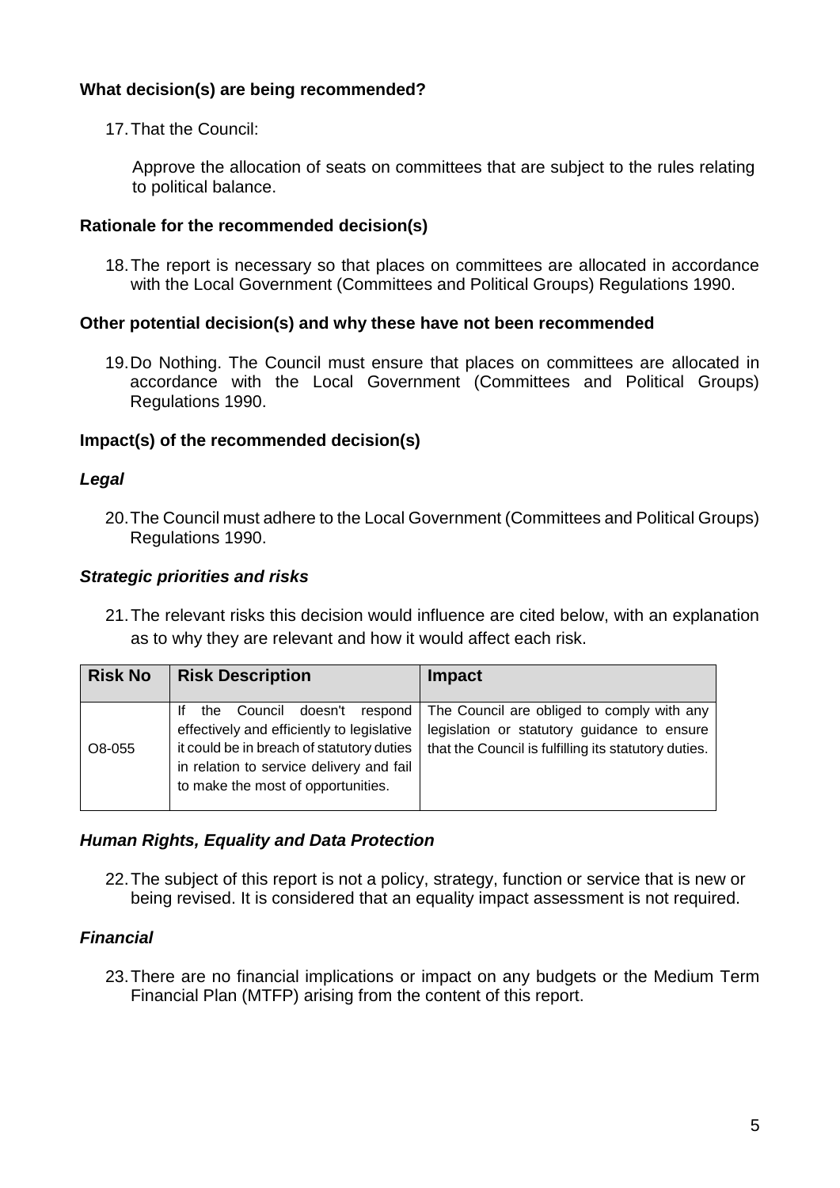**What decision(s) are being recommended?**

17. That the Council:

    Approve the allocation of seats on committees that are subject to the rules relating to political balance.

**Rationale for the recommended decision(s)**

18. The report is necessary so that places on committees are allocated in accordance with the Local Government (Committees and Political Groups) Regulations 1990.

**Other potential decision(s) and why these have not been recommended**

19. Do Nothing. The Council must ensure that places on committees are allocated in accordance with the Local Government (Committees and Political Groups) Regulations 1990.

**Impact(s) of the recommended decision(s)**

***Legal***

20. The Council must adhere to the Local Government (Committees and Political Groups) Regulations 1990.

***Strategic priorities and risks***

21. The relevant risks this decision would influence are cited below, with an explanation as to why they are relevant and how it would affect each risk.

| Risk No | Risk Description | Impact |
|---|---|---|
| O8-055 | If the Council doesn't respond effectively and efficiently to legislative it could be in breach of statutory duties in relation to service delivery and fail to make the most of opportunities. | The Council are obliged to comply with any legislation or statutory guidance to ensure that the Council is fulfilling its statutory duties. |

***Human Rights, Equality and Data Protection***

22. The subject of this report is not a policy, strategy, function or service that is new or being revised. It is considered that an equality impact assessment is not required.

***Financial***

23. There are no financial implications or impact on any budgets or the Medium Term Financial Plan (MTFP) arising from the content of this report.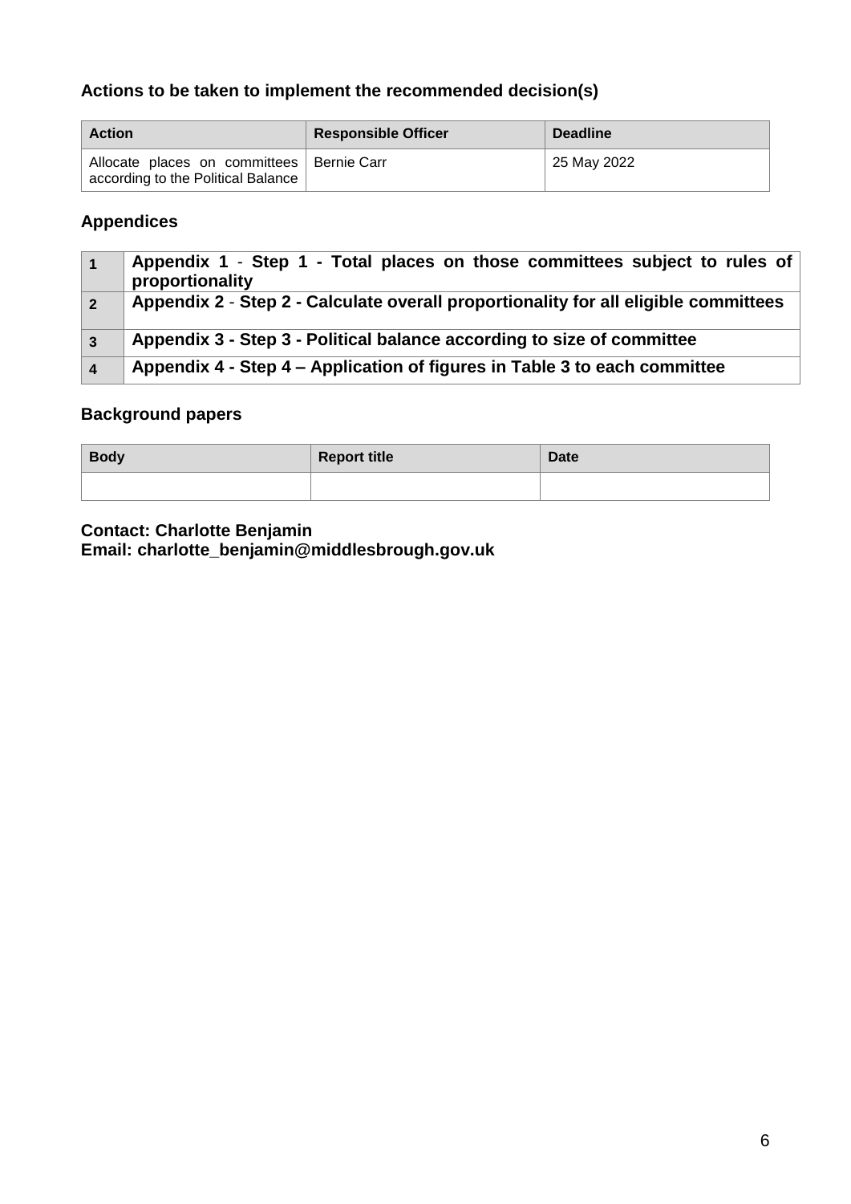### Actions to be taken to implement the recommended decision(s)

| Action | Responsible Officer | Deadline |
| --- | --- | --- |
| Allocate places on committees according to the Political Balance | Bernie Carr | 25 May 2022 |

### Appendices

| | |
| --- | --- |
| **1** | **Appendix 1 - Step 1 - Total places on those committees subject to rules of proportionality** |
| **2** | **Appendix 2 - Step 2 - Calculate overall proportionality for all eligible committees** |
| **3** | **Appendix 3 - Step 3 - Political balance according to size of committee** |
| **4** | **Appendix 4 - Step 4 – Application of figures in Table 3 to each committee** |

### Background papers

| Body | Report title | Date |
| --- | --- | --- |
| | | |

**Contact: Charlotte Benjamin**
**Email: charlotte_benjamin@middlesbrough.gov.uk**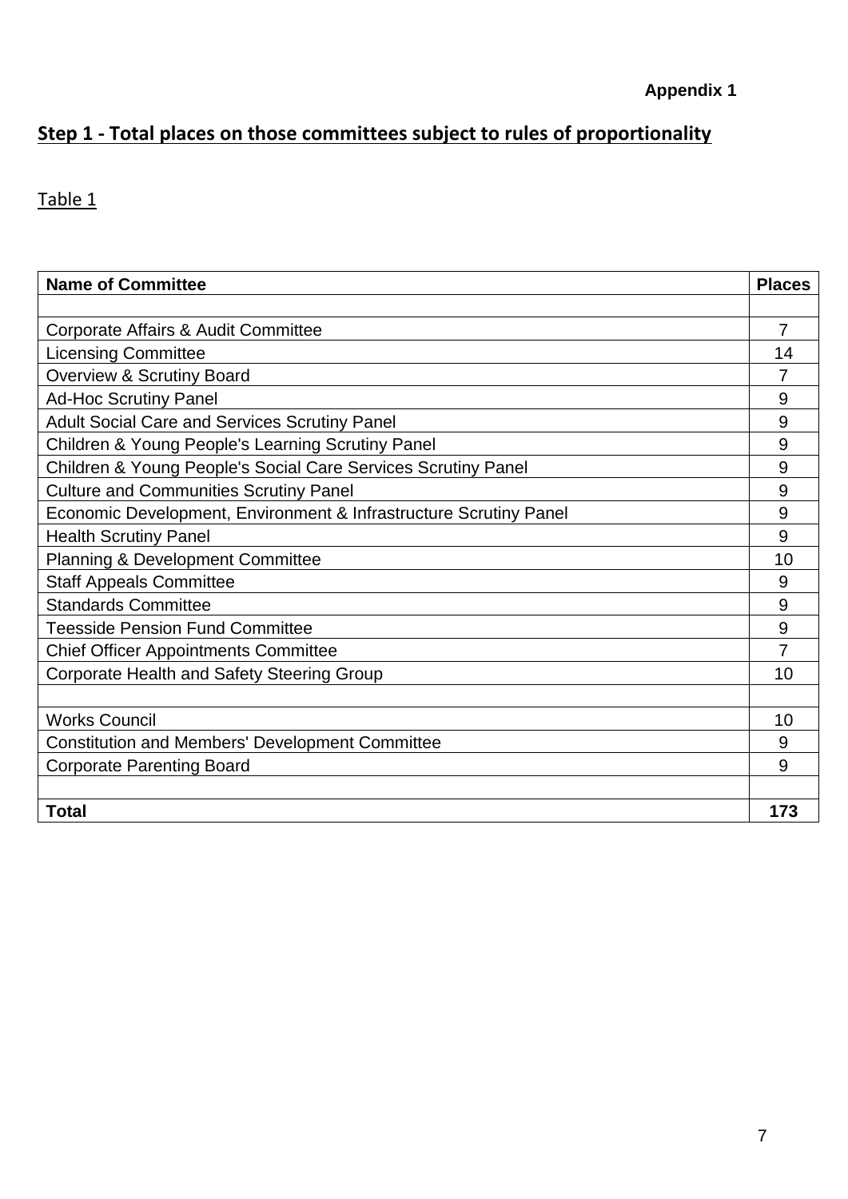**Appendix 1**

## Step 1 - Total places on those committees subject to rules of proportionality

Table 1

| Name of Committee | Places |
|---|---|
| | |
| Corporate Affairs & Audit Committee | 7 |
| Licensing Committee | 14 |
| Overview & Scrutiny Board | 7 |
| Ad-Hoc Scrutiny Panel | 9 |
| Adult Social Care and Services Scrutiny Panel | 9 |
| Children & Young People's Learning Scrutiny Panel | 9 |
| Children & Young People's Social Care Services Scrutiny Panel | 9 |
| Culture and Communities Scrutiny Panel | 9 |
| Economic Development, Environment & Infrastructure Scrutiny Panel | 9 |
| Health Scrutiny Panel | 9 |
| Planning & Development Committee | 10 |
| Staff Appeals Committee | 9 |
| Standards Committee | 9 |
| Teesside Pension Fund Committee | 9 |
| Chief Officer Appointments Committee | 7 |
| Corporate Health and Safety Steering Group | 10 |
| | |
| Works Council | 10 |
| Constitution and Members' Development Committee | 9 |
| Corporate Parenting Board | 9 |
| | |
| **Total** | **173** |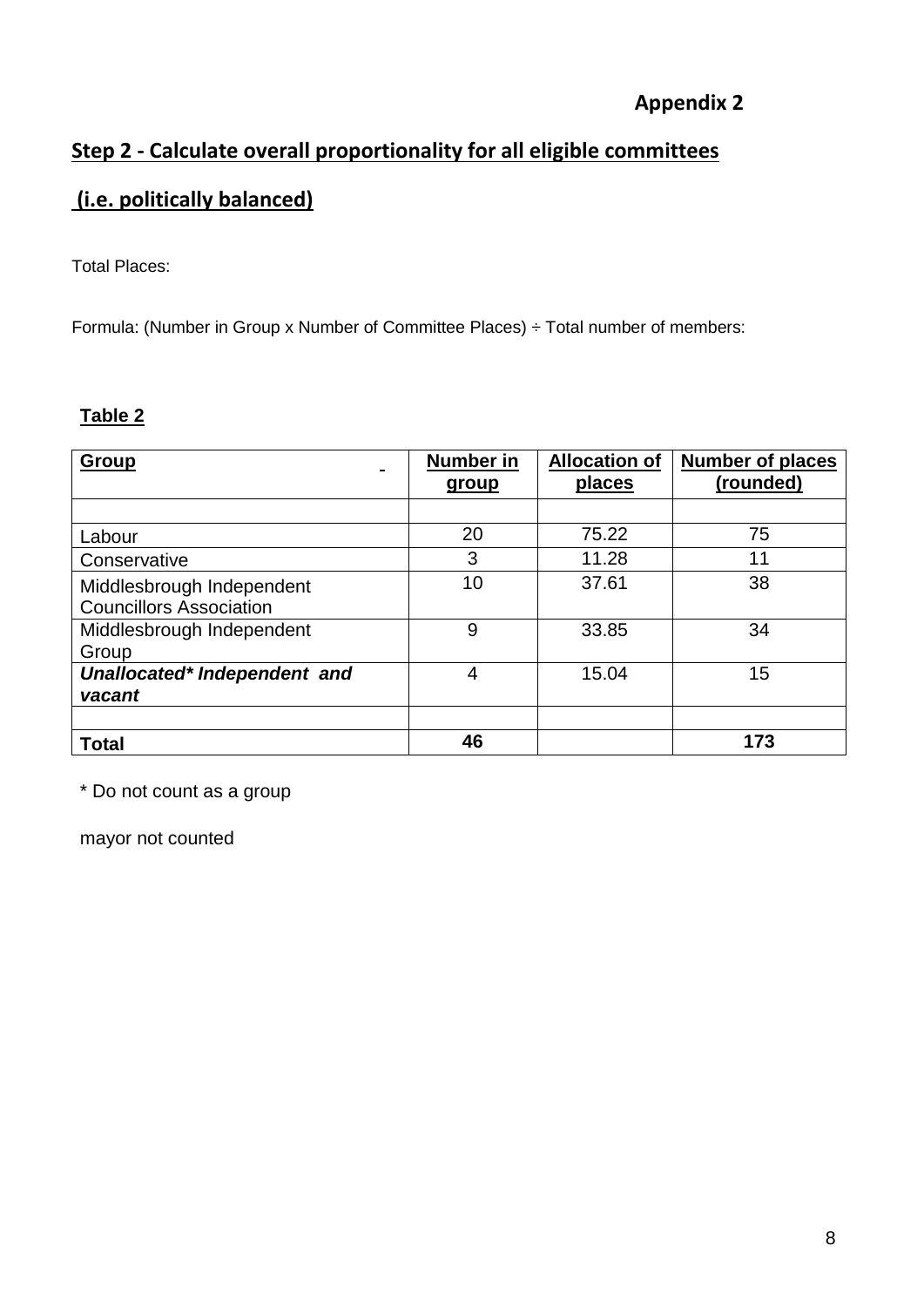**Appendix 2**

## Step 2 - Calculate overall proportionality for all eligible committees

## (i.e. politically balanced)

Total Places:

Formula: (Number in Group x Number of Committee Places) ÷ Total number of members:

**Table 2**

| Group | Number in group | Allocation of places | Number of places (rounded) |
|---|---|---|---|
| | | | |
| Labour | 20 | 75.22 | 75 |
| Conservative | 3 | 11.28 | 11 |
| Middlesbrough Independent Councillors Association | 10 | 37.61 | 38 |
| Middlesbrough Independent Group | 9 | 33.85 | 34 |
| ***Unallocated* Independent and vacant*** | 4 | 15.04 | 15 |
| | | | |
| **Total** | **46** | | **173** |

\* Do not count as a group

mayor not counted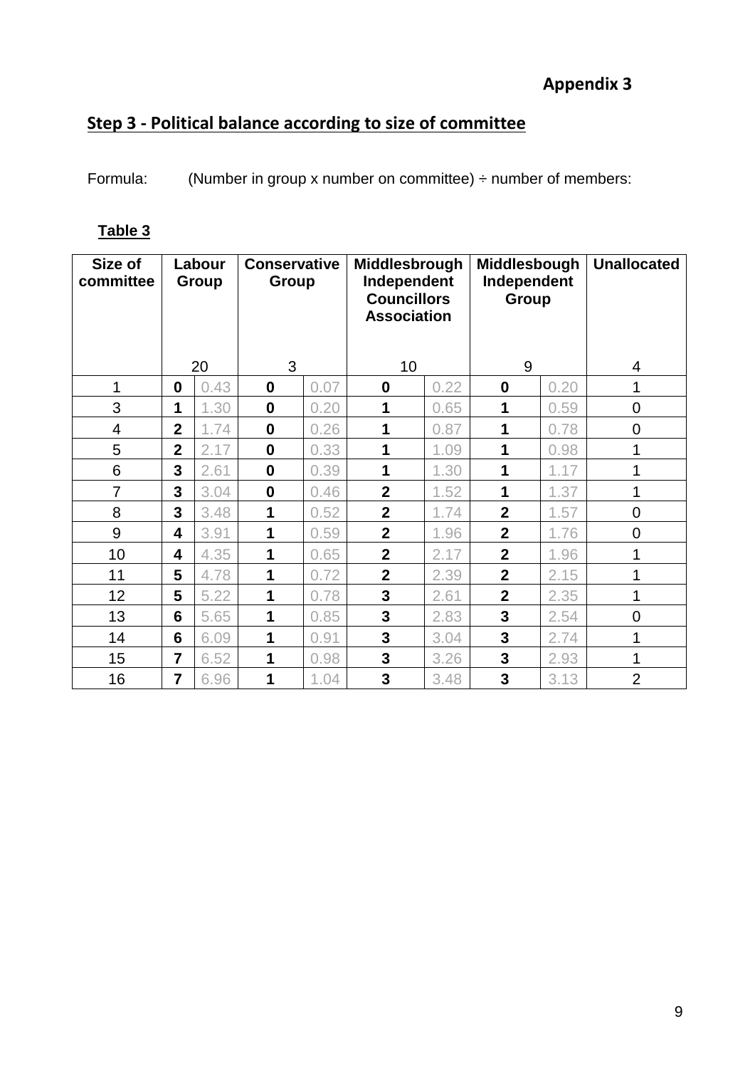**Appendix 3**

## Step 3 - Political balance according to size of committee

Formula: (Number in group x number on committee) ÷ number of members:

**Table 3**

| Size of committee | Labour Group 20 | | Conservative Group 3 | | Middlesbrough Independent Councillors Association 10 | | Middlesbough Independent Group 9 | | Unallocated 4 |
|---|---|---|---|---|---|---|---|---|---|
| 1 | **0** | 0.43 | **0** | 0.07 | **0** | 0.22 | **0** | 0.20 | 1 |
| 3 | **1** | 1.30 | **0** | 0.20 | **1** | 0.65 | **1** | 0.59 | 0 |
| 4 | **2** | 1.74 | **0** | 0.26 | **1** | 0.87 | **1** | 0.78 | 0 |
| 5 | **2** | 2.17 | **0** | 0.33 | **1** | 1.09 | **1** | 0.98 | 1 |
| 6 | **3** | 2.61 | **0** | 0.39 | **1** | 1.30 | **1** | 1.17 | 1 |
| 7 | **3** | 3.04 | **0** | 0.46 | **2** | 1.52 | **1** | 1.37 | 1 |
| 8 | **3** | 3.48 | **1** | 0.52 | **2** | 1.74 | **2** | 1.57 | 0 |
| 9 | **4** | 3.91 | **1** | 0.59 | **2** | 1.96 | **2** | 1.76 | 0 |
| 10 | **4** | 4.35 | **1** | 0.65 | **2** | 2.17 | **2** | 1.96 | 1 |
| 11 | **5** | 4.78 | **1** | 0.72 | **2** | 2.39 | **2** | 2.15 | 1 |
| 12 | **5** | 5.22 | **1** | 0.78 | **3** | 2.61 | **2** | 2.35 | 1 |
| 13 | **6** | 5.65 | **1** | 0.85 | **3** | 2.83 | **3** | 2.54 | 0 |
| 14 | **6** | 6.09 | **1** | 0.91 | **3** | 3.04 | **3** | 2.74 | 1 |
| 15 | **7** | 6.52 | **1** | 0.98 | **3** | 3.26 | **3** | 2.93 | 1 |
| 16 | **7** | 6.96 | **1** | 1.04 | **3** | 3.48 | **3** | 3.13 | 2 |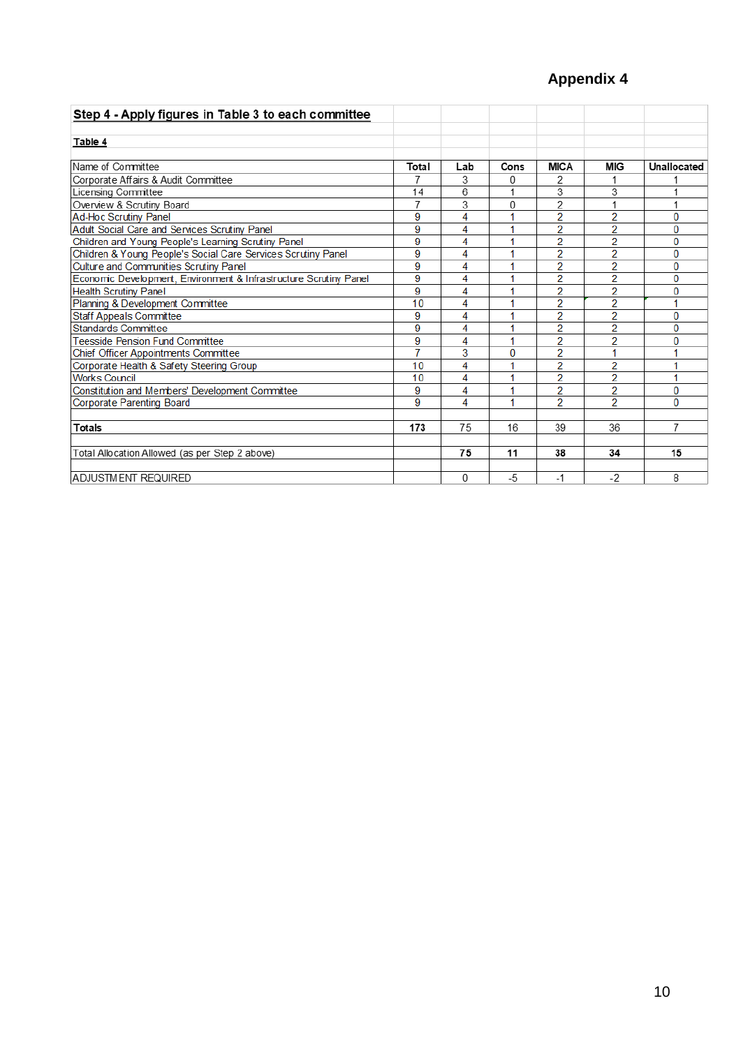# Appendix 4

## Step 4 - Apply figures in Table 3 to each committee

**Table 4**

| Name of Committee | Total | Lab | Cons | MICA | MIG | Unallocated |
|---|---|---|---|---|---|---|
| Corporate Affairs & Audit Committee | 7 | 3 | 0 | 2 | 1 | 1 |
| Licensing Committee | 14 | 6 | 1 | 3 | 3 | 1 |
| Overview & Scrutiny Board | 7 | 3 | 0 | 2 | 1 | 1 |
| Ad-Hoc Scrutiny Panel | 9 | 4 | 1 | 2 | 2 | 0 |
| Adult Social Care and Services Scrutiny Panel | 9 | 4 | 1 | 2 | 2 | 0 |
| Children and Young People's Learning Scrutiny Panel | 9 | 4 | 1 | 2 | 2 | 0 |
| Children & Young People's Social Care Services Scrutiny Panel | 9 | 4 | 1 | 2 | 2 | 0 |
| Culture and Communities Scrutiny Panel | 9 | 4 | 1 | 2 | 2 | 0 |
| Economic Development, Environment & Infrastructure Scrutiny Panel | 9 | 4 | 1 | 2 | 2 | 0 |
| Health Scrutiny Panel | 9 | 4 | 1 | 2 | 2 | 0 |
| Planning & Development Committee | 10 | 4 | 1 | 2 | 2 | 1 |
| Staff Appeals Committee | 9 | 4 | 1 | 2 | 2 | 0 |
| Standards Committee | 9 | 4 | 1 | 2 | 2 | 0 |
| Teesside Pension Fund Committee | 9 | 4 | 1 | 2 | 2 | 0 |
| Chief Officer Appointments Committee | 7 | 3 | 0 | 2 | 1 | 1 |
| Corporate Health & Safety Steering Group | 10 | 4 | 1 | 2 | 2 | 1 |
| Works Council | 10 | 4 | 1 | 2 | 2 | 1 |
| Constitution and Members' Development Committee | 9 | 4 | 1 | 2 | 2 | 0 |
| Corporate Parenting Board | 9 | 4 | 1 | 2 | 2 | 0 |
| | | | | | | |
| **Totals** | **173** | 75 | 16 | 39 | 36 | 7 |
| | | | | | | |
| Total Allocation Allowed (as per Step 2 above) | | **75** | **11** | **38** | **34** | **15** |
| | | | | | | |
| ADJUSTMENT REQUIRED | | 0 | -5 | -1 | -2 | 8 |